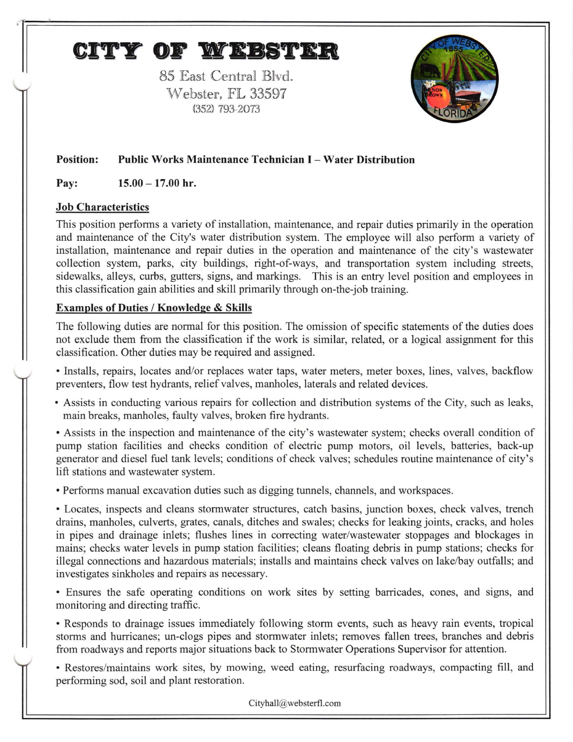# CITY OF WEBSTER

85 East Central Blvd.
Webster, FL 33597
(352) 793-2073

**Position:** **Public Works Maintenance Technician I – Water Distribution**

**Pay:** **15.00 – 17.00 hr.**

## Job Characteristics

This position performs a variety of installation, maintenance, and repair duties primarily in the operation and maintenance of the City's water distribution system. The employee will also perform a variety of installation, maintenance and repair duties in the operation and maintenance of the city's wastewater collection system, parks, city buildings, right-of-ways, and transportation system including streets, sidewalks, alleys, curbs, gutters, signs, and markings. This is an entry level position and employees in this classification gain abilities and skill primarily through on-the-job training.

## Examples of Duties / Knowledge & Skills

The following duties are normal for this position. The omission of specific statements of the duties does not exclude them from the classification if the work is similar, related, or a logical assignment for this classification. Other duties may be required and assigned.

- Installs, repairs, locates and/or replaces water taps, water meters, meter boxes, lines, valves, backflow preventers, flow test hydrants, relief valves, manholes, laterals and related devices.
- Assists in conducting various repairs for collection and distribution systems of the City, such as leaks, main breaks, manholes, faulty valves, broken fire hydrants.
- Assists in the inspection and maintenance of the city's wastewater system; checks overall condition of pump station facilities and checks condition of electric pump motors, oil levels, batteries, back-up generator and diesel fuel tank levels; conditions of check valves; schedules routine maintenance of city's lift stations and wastewater system.
- Performs manual excavation duties such as digging tunnels, channels, and workspaces.
- Locates, inspects and cleans stormwater structures, catch basins, junction boxes, check valves, trench drains, manholes, culverts, grates, canals, ditches and swales; checks for leaking joints, cracks, and holes in pipes and drainage inlets; flushes lines in correcting water/wastewater stoppages and blockages in mains; checks water levels in pump station facilities; cleans floating debris in pump stations; checks for illegal connections and hazardous materials; installs and maintains check valves on lake/bay outfalls; and investigates sinkholes and repairs as necessary.
- Ensures the safe operating conditions on work sites by setting barricades, cones, and signs, and monitoring and directing traffic.
- Responds to drainage issues immediately following storm events, such as heavy rain events, tropical storms and hurricanes; un-clogs pipes and stormwater inlets; removes fallen trees, branches and debris from roadways and reports major situations back to Stormwater Operations Supervisor for attention.
- Restores/maintains work sites, by mowing, weed eating, resurfacing roadways, compacting fill, and performing sod, soil and plant restoration.

Cityhall@websterfl.com